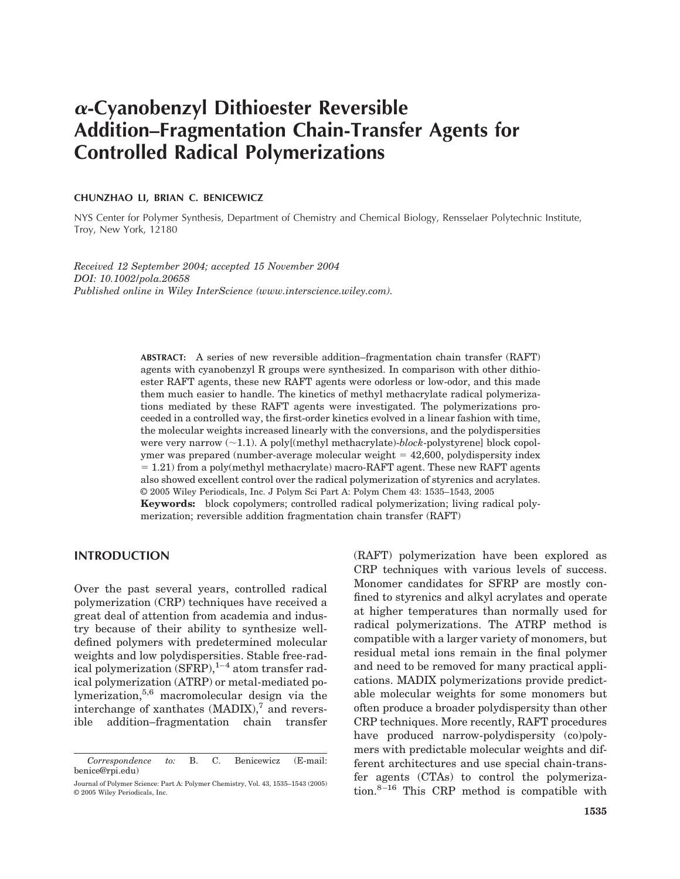# $\alpha$-Cyanobenzyl Dithioester Reversible Addition–Fragmentation Chain-Transfer Agents for Controlled Radical Polymerizations

**CHUNZHAO LI, BRIAN C. BENICEWICZ**

NYS Center for Polymer Synthesis, Department of Chemistry and Chemical Biology, Rensselaer Polytechnic Institute, Troy, New York, 12180

*Received 12 September 2004; accepted 15 November 2004*
*DOI: 10.1002/pola.20658*
*Published online in Wiley InterScience (www.interscience.wiley.com).*

**ABSTRACT:** A series of new reversible addition–fragmentation chain transfer (RAFT) agents with cyanobenzyl R groups were synthesized. In comparison with other dithioester RAFT agents, these new RAFT agents were odorless or low-odor, and this made them much easier to handle. The kinetics of methyl methacrylate radical polymerizations mediated by these RAFT agents were investigated. The polymerizations proceeded in a controlled way, the first-order kinetics evolved in a linear fashion with time, the molecular weights increased linearly with the conversions, and the polydispersities were very narrow (~1.1). A poly[(methyl methacrylate)-*block*-polystyrene] block copolymer was prepared (number-average molecular weight = 42,600, polydispersity index = 1.21) from a poly(methyl methacrylate) macro-RAFT agent. These new RAFT agents also showed excellent control over the radical polymerization of styrenics and acrylates. © 2005 Wiley Periodicals, Inc. J Polym Sci Part A: Polym Chem 43: 1535–1543, 2005

**Keywords:** block copolymers; controlled radical polymerization; living radical polymerization; reversible addition fragmentation chain transfer (RAFT)

## INTRODUCTION

Over the past several years, controlled radical polymerization (CRP) techniques have received a great deal of attention from academia and industry because of their ability to synthesize well-defined polymers with predetermined molecular weights and low polydispersities. Stable free-radical polymerization (SFRP),[1–4] atom transfer radical polymerization (ATRP) or metal-mediated polymerization,[5,6] macromolecular design via the interchange of xanthates (MADIX),[7] and reversible addition–fragmentation chain transfer (RAFT) polymerization have been explored as CRP techniques with various levels of success. Monomer candidates for SFRP are mostly confined to styrenics and alkyl acrylates and operate at higher temperatures than normally used for radical polymerizations. The ATRP method is compatible with a larger variety of monomers, but residual metal ions remain in the final polymer and need to be removed for many practical applications. MADIX polymerizations provide predictable molecular weights for some monomers but often produce a broader polydispersity than other CRP techniques. More recently, RAFT procedures have produced narrow-polydispersity (co)polymers with predictable molecular weights and different architectures and use special chain-transfer agents (CTAs) to control the polymerization.[8–16] This CRP method is compatible with

*Correspondence to:* B. C. Benicewicz (E-mail: benice@rpi.edu)

Journal of Polymer Science: Part A: Polymer Chemistry, Vol. 43, 1535–1543 (2005)
© 2005 Wiley Periodicals, Inc.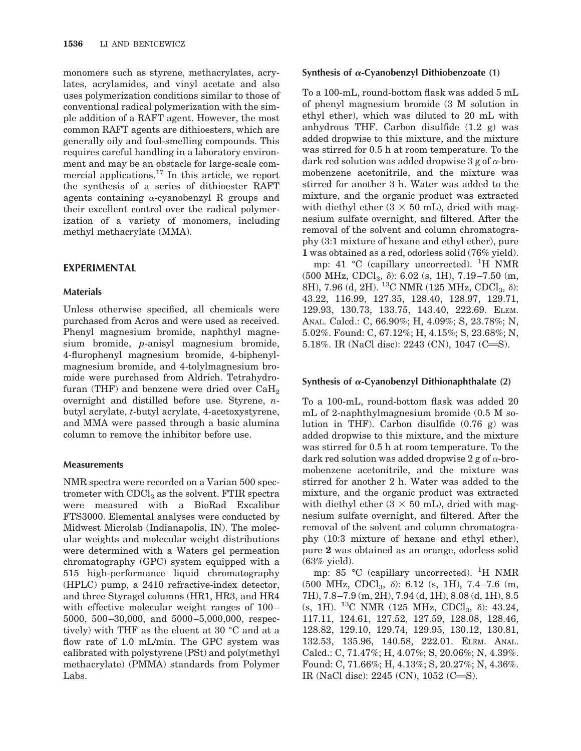monomers such as styrene, methacrylates, acrylates, acrylamides, and vinyl acetate and also uses polymerization conditions similar to those of conventional radical polymerization with the simple addition of a RAFT agent. However, the most common RAFT agents are dithioesters, which are generally oily and foul-smelling compounds. This requires careful handling in a laboratory environment and may be an obstacle for large-scale commercial applications.[17] In this article, we report the synthesis of a series of dithioester RAFT agents containing α-cyanobenzyl R groups and their excellent control over the radical polymerization of a variety of monomers, including methyl methacrylate (MMA).

## EXPERIMENTAL

### Materials

Unless otherwise specified, all chemicals were purchased from Acros and were used as received. Phenyl magnesium bromide, naphthyl magnesium bromide, *p*-anisyl magnesium bromide, 4-flurophenyl magnesium bromide, 4-biphenylmagnesium bromide, and 4-tolylmagnesium bromide were purchased from Aldrich. Tetrahydrofuran (THF) and benzene were dried over $CaH_2$ overnight and distilled before use. Styrene, *n*-butyl acrylate, *t*-butyl acrylate, 4-acetoxystyrene, and MMA were passed through a basic alumina column to remove the inhibitor before use.

### Measurements

NMR spectra were recorded on a Varian 500 spectrometer with $CDCl_3$ as the solvent. FTIR spectra were measured with a BioRad Excalibur FTS3000. Elemental analyses were conducted by Midwest Microlab (Indianapolis, IN). The molecular weights and molecular weight distributions were determined with a Waters gel permeation chromatography (GPC) system equipped with a 515 high-performance liquid chromatography (HPLC) pump, a 2410 refractive-index detector, and three Styragel columns (HR1, HR3, and HR4 with effective molecular weight ranges of 100–5000, 500–30,000, and 5000–5,000,000, respectively) with THF as the eluent at 30 °C and at a flow rate of 1.0 mL/min. The GPC system was calibrated with polystyrene (PSt) and poly(methyl methacrylate) (PMMA) standards from Polymer Labs.

### Synthesis of α-Cyanobenzyl Dithiobenzoate (1)

To a 100-mL, round-bottom flask was added 5 mL of phenyl magnesium bromide (3 M solution in ethyl ether), which was diluted to 20 mL with anhydrous THF. Carbon disulfide (1.2 g) was added dropwise to this mixture, and the mixture was stirred for 0.5 h at room temperature. To the dark red solution was added dropwise 3 g of α-bromobenzene acetonitrile, and the mixture was stirred for another 3 h. Water was added to the mixture, and the organic product was extracted with diethyl ether (3 × 50 mL), dried with magnesium sulfate overnight, and filtered. After the removal of the solvent and column chromatography (3:1 mixture of hexane and ethyl ether), pure **1** was obtained as a red, odorless solid (76% yield).

mp: 41 °C (capillary uncorrected). $^1$H NMR (500 MHz, $CDCl_3$, δ): 6.02 (s, 1H), 7.19–7.50 (m, 8H), 7.96 (d, 2H). $^{13}$C NMR (125 MHz, $CDCl_3$, δ): 43.22, 116.99, 127.35, 128.40, 128.97, 129.71, 129.93, 130.73, 133.75, 143.40, 222.69. ELEM. ANAL. Calcd.: C, 66.90%; H, 4.09%; S, 23.78%; N, 5.02%. Found: C, 67.12%; H, 4.15%; S, 23.68%; N, 5.18%. IR (NaCl disc): 2243 (CN), 1047 (C=S).

### Synthesis of α-Cyanobenzyl Dithionaphthalate (2)

To a 100-mL, round-bottom flask was added 20 mL of 2-naphthylmagnesium bromide (0.5 M solution in THF). Carbon disulfide (0.76 g) was added dropwise to this mixture, and the mixture was stirred for 0.5 h at room temperature. To the dark red solution was added dropwise 2 g of α-bromobenzene acetonitrile, and the mixture was stirred for another 2 h. Water was added to the mixture, and the organic product was extracted with diethyl ether (3 × 50 mL), dried with magnesium sulfate overnight, and filtered. After the removal of the solvent and column chromatography (10:3 mixture of hexane and ethyl ether), pure **2** was obtained as an orange, odorless solid (63% yield).

mp: 85 °C (capillary uncorrected). $^1$H NMR (500 MHz, $CDCl_3$, δ): 6.12 (s, 1H), 7.4–7.6 (m, 7H), 7.8–7.9 (m, 2H), 7.94 (d, 1H), 8.08 (d, 1H), 8.5 (s, 1H). $^{13}$C NMR (125 MHz, $CDCl_3$, δ): 43.24, 117.11, 124.61, 127.52, 127.59, 128.08, 128.46, 128.82, 129.10, 129.74, 129.95, 130.12, 130.81, 132.53, 135.96, 140.58, 222.01. ELEM. ANAL. Calcd.: C, 71.47%; H, 4.07%; S, 20.06%; N, 4.39%. Found: C, 71.66%; H, 4.13%; S, 20.27%; N, 4.36%. IR (NaCl disc): 2245 (CN), 1052 (C=S).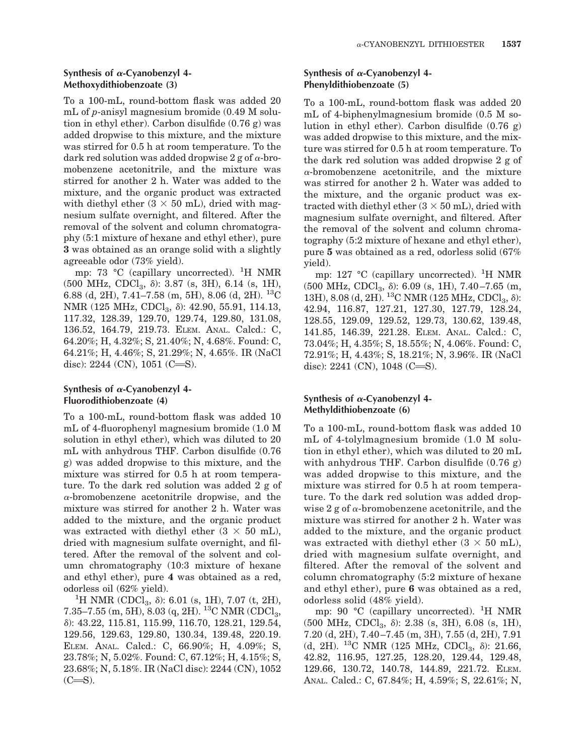### Synthesis of α-Cyanobenzyl 4-Methoxydithiobenzoate (3)

To a 100-mL, round-bottom flask was added 20 mL of *p*-anisyl magnesium bromide (0.49 M solution in ethyl ether). Carbon disulfide (0.76 g) was added dropwise to this mixture, and the mixture was stirred for 0.5 h at room temperature. To the dark red solution was added dropwise 2 g of α-bromobenzene acetonitrile, and the mixture was stirred for another 2 h. Water was added to the mixture, and the organic product was extracted with diethyl ether (3 × 50 mL), dried with magnesium sulfate overnight, and filtered. After the removal of the solvent and column chromatography (5:1 mixture of hexane and ethyl ether), pure **3** was obtained as an orange solid with a slightly agreeable odor (73% yield).

mp: 73 °C (capillary uncorrected). $^1$H NMR (500 MHz, $CDCl_3$, δ): 3.87 (s, 3H), 6.14 (s, 1H), 6.88 (d, 2H), 7.41–7.58 (m, 5H), 8.06 (d, 2H). $^{13}$C NMR (125 MHz, $CDCl_3$, δ): 42.90, 55.91, 114.13, 117.32, 128.39, 129.70, 129.74, 129.80, 131.08, 136.52, 164.79, 219.73. Elem. Anal. Calcd.: C, 64.20%; H, 4.32%; S, 21.40%; N, 4.68%. Found: C, 64.21%; H, 4.46%; S, 21.29%; N, 4.65%. IR (NaCl disc): 2244 (CN), 1051 (C═S).

### Synthesis of α-Cyanobenzyl 4-Fluorodithiobenzoate (4)

To a 100-mL, round-bottom flask was added 10 mL of 4-fluorophenyl magnesium bromide (1.0 M solution in ethyl ether), which was diluted to 20 mL with anhydrous THF. Carbon disulfide (0.76 g) was added dropwise to this mixture, and the mixture was stirred for 0.5 h at room temperature. To the dark red solution was added 2 g of α-bromobenzene acetonitrile dropwise, and the mixture was stirred for another 2 h. Water was added to the mixture, and the organic product was extracted with diethyl ether (3 × 50 mL), dried with magnesium sulfate overnight, and filtered. After the removal of the solvent and column chromatography (10:3 mixture of hexane and ethyl ether), pure **4** was obtained as a red, odorless oil (62% yield).

$^1$H NMR ($CDCl_3$, δ): 6.01 (s, 1H), 7.07 (t, 2H), 7.35–7.55 (m, 5H), 8.03 (q, 2H). $^{13}$C NMR ($CDCl_3$, δ): 43.22, 115.81, 115.99, 116.70, 128.21, 129.54, 129.56, 129.63, 129.80, 130.34, 139.48, 220.19. Elem. Anal. Calcd.: C, 66.90%; H, 4.09%; S, 23.78%; N, 5.02%. Found: C, 67.12%; H, 4.15%; S, 23.68%; N, 5.18%. IR (NaCl disc): 2244 (CN), 1052 (C═S).

### Synthesis of α-Cyanobenzyl 4-Phenyldithiobenzoate (5)

To a 100-mL, round-bottom flask was added 20 mL of 4-biphenylmagnesium bromide (0.5 M solution in ethyl ether). Carbon disulfide (0.76 g) was added dropwise to this mixture, and the mixture was stirred for 0.5 h at room temperature. To the dark red solution was added dropwise 2 g of α-bromobenzene acetonitrile, and the mixture was stirred for another 2 h. Water was added to the mixture, and the organic product was extracted with diethyl ether (3 × 50 mL), dried with magnesium sulfate overnight, and filtered. After the removal of the solvent and column chromatography (5:2 mixture of hexane and ethyl ether), pure **5** was obtained as a red, odorless solid (67% yield).

mp: 127 °C (capillary uncorrected). $^1$H NMR (500 MHz, $CDCl_3$, δ): 6.09 (s, 1H), 7.40–7.65 (m, 13H), 8.08 (d, 2H). $^{13}$C NMR (125 MHz, $CDCl_3$, δ): 42.94, 116.87, 127.21, 127.30, 127.79, 128.24, 128.55, 129.09, 129.52, 129.73, 130.62, 139.48, 141.85, 146.39, 221.28. Elem. Anal. Calcd.: C, 73.04%; H, 4.35%; S, 18.55%; N, 4.06%. Found: C, 72.91%; H, 4.43%; S, 18.21%; N, 3.96%. IR (NaCl disc): 2241 (CN), 1048 (C═S).

### Synthesis of α-Cyanobenzyl 4-Methyldithiobenzoate (6)

To a 100-mL, round-bottom flask was added 10 mL of 4-tolylmagnesium bromide (1.0 M solution in ethyl ether), which was diluted to 20 mL with anhydrous THF. Carbon disulfide (0.76 g) was added dropwise to this mixture, and the mixture was stirred for 0.5 h at room temperature. To the dark red solution was added dropwise 2 g of α-bromobenzene acetonitrile, and the mixture was stirred for another 2 h. Water was added to the mixture, and the organic product was extracted with diethyl ether (3 × 50 mL), dried with magnesium sulfate overnight, and filtered. After the removal of the solvent and column chromatography (5:2 mixture of hexane and ethyl ether), pure **6** was obtained as a red, odorless solid (48% yield).

mp: 90 °C (capillary uncorrected). $^1$H NMR (500 MHz, $CDCl_3$, δ): 2.38 (s, 3H), 6.08 (s, 1H), 7.20 (d, 2H), 7.40–7.45 (m, 3H), 7.55 (d, 2H), 7.91 (d, 2H). $^{13}$C NMR (125 MHz, $CDCl_3$, δ): 21.66, 42.82, 116.95, 127.25, 128.20, 129.44, 129.48, 129.66, 130.72, 140.78, 144.89, 221.72. Elem. Anal. Calcd.: C, 67.84%; H, 4.59%; S, 22.61%; N,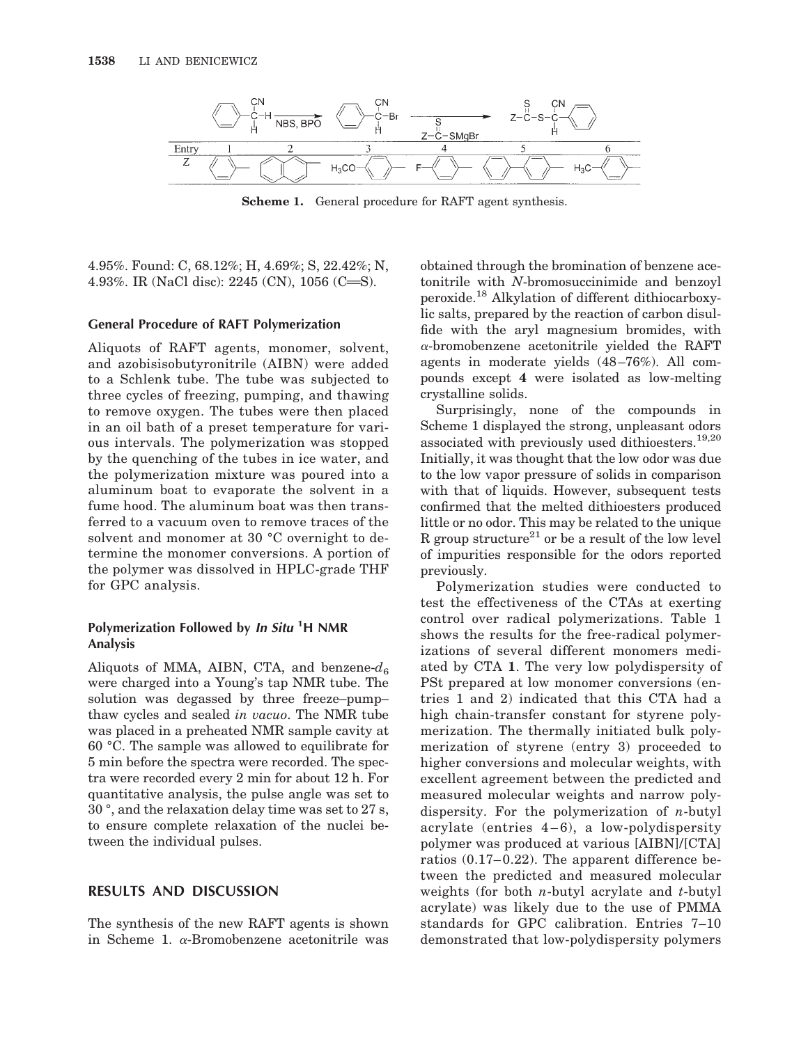Scheme 1. General procedure for RAFT agent synthesis.

4.95%. Found: C, 68.12%; H, 4.69%; S, 22.42%; N, 4.93%. IR (NaCl disc): 2245 (CN), 1056 (C=S).

### General Procedure of RAFT Polymerization

Aliquots of RAFT agents, monomer, solvent, and azobisisobutyronitrile (AIBN) were added to a Schlenk tube. The tube was subjected to three cycles of freezing, pumping, and thawing to remove oxygen. The tubes were then placed in an oil bath of a preset temperature for various intervals. The polymerization was stopped by the quenching of the tubes in ice water, and the polymerization mixture was poured into a aluminum boat to evaporate the solvent in a fume hood. The aluminum boat was then transferred to a vacuum oven to remove traces of the solvent and monomer at 30 °C overnight to determine the monomer conversions. A portion of the polymer was dissolved in HPLC-grade THF for GPC analysis.

### Polymerization Followed by *In Situ* $^1$H NMR Analysis

Aliquots of MMA, AIBN, CTA, and benzene-$d_6$ were charged into a Young's tap NMR tube. The solution was degassed by three freeze–pump–thaw cycles and sealed *in vacuo*. The NMR tube was placed in a preheated NMR sample cavity at 60 °C. The sample was allowed to equilibrate for 5 min before the spectra were recorded. The spectra were recorded every 2 min for about 12 h. For quantitative analysis, the pulse angle was set to 30 °, and the relaxation delay time was set to 27 s, to ensure complete relaxation of the nuclei between the individual pulses.

## RESULTS AND DISCUSSION

The synthesis of the new RAFT agents is shown in Scheme 1. α-Bromobenzene acetonitrile was obtained through the bromination of benzene acetonitrile with *N*-bromosuccinimide and benzoyl peroxide.[18] Alkylation of different dithiocarboxylic salts, prepared by the reaction of carbon disulfide with the aryl magnesium bromides, with α-bromobenzene acetonitrile yielded the RAFT agents in moderate yields (48–76%). All compounds except **4** were isolated as low-melting crystalline solids.

Surprisingly, none of the compounds in Scheme 1 displayed the strong, unpleasant odors associated with previously used dithioesters.[19,20] Initially, it was thought that the low odor was due to the low vapor pressure of solids in comparison with that of liquids. However, subsequent tests confirmed that the melted dithioesters produced little or no odor. This may be related to the unique R group structure[21] or be a result of the low level of impurities responsible for the odors reported previously.

Polymerization studies were conducted to test the effectiveness of the CTAs at exerting control over radical polymerizations. Table 1 shows the results for the free-radical polymerizations of several different monomers mediated by CTA **1**. The very low polydispersity of PSt prepared at low monomer conversions (entries 1 and 2) indicated that this CTA had a high chain-transfer constant for styrene polymerization. The thermally initiated bulk polymerization of styrene (entry 3) proceeded to higher conversions and molecular weights, with excellent agreement between the predicted and measured molecular weights and narrow polydispersity. For the polymerization of *n*-butyl acrylate (entries 4–6), a low-polydispersity polymer was produced at various [AIBN]/[CTA] ratios (0.17–0.22). The apparent difference between the predicted and measured molecular weights (for both *n*-butyl acrylate and *t*-butyl acrylate) was likely due to the use of PMMA standards for GPC calibration. Entries 7–10 demonstrated that low-polydispersity polymers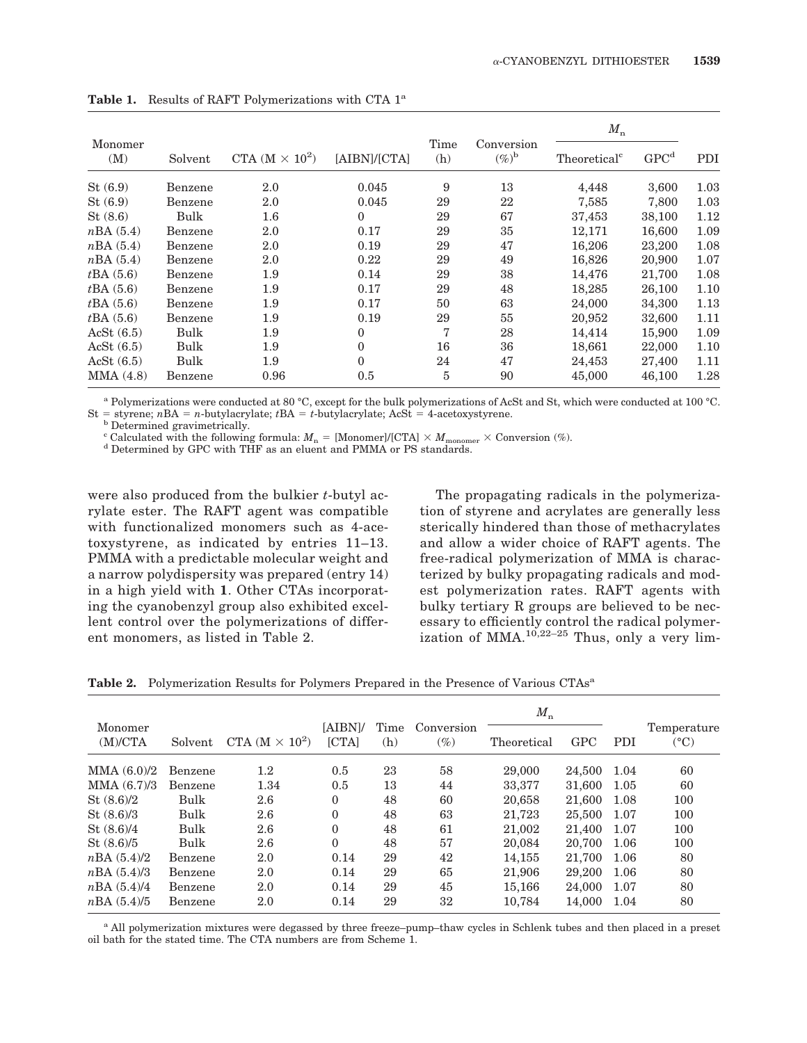**Table 1.** Results of RAFT Polymerizations with CTA 1[a]

| Monomer (M) | Solvent | CTA (M × $10^2$) | [AIBN]/[CTA] | Time (h) | Conversion (%)[b] | $M_n$ | | PDI |
|---|---|---|---|---|---|---|---|---|
| | | | | | | Theoretical[c] | GPC[d] | |
| St (6.9) | Benzene | 2.0 | 0.045 | 9 | 13 | 4,448 | 3,600 | 1.03 |
| St (6.9) | Benzene | 2.0 | 0.045 | 29 | 22 | 7,585 | 7,800 | 1.03 |
| St (8.6) | Bulk | 1.6 | 0 | 29 | 67 | 37,453 | 38,100 | 1.12 |
| *n*BA (5.4) | Benzene | 2.0 | 0.17 | 29 | 35 | 12,171 | 16,600 | 1.09 |
| *n*BA (5.4) | Benzene | 2.0 | 0.19 | 29 | 47 | 16,206 | 23,200 | 1.08 |
| *n*BA (5.4) | Benzene | 2.0 | 0.22 | 29 | 49 | 16,826 | 20,900 | 1.07 |
| *t*BA (5.6) | Benzene | 1.9 | 0.14 | 29 | 38 | 14,476 | 21,700 | 1.08 |
| *t*BA (5.6) | Benzene | 1.9 | 0.17 | 29 | 48 | 18,285 | 26,100 | 1.10 |
| *t*BA (5.6) | Benzene | 1.9 | 0.17 | 50 | 63 | 24,000 | 34,300 | 1.13 |
| *t*BA (5.6) | Benzene | 1.9 | 0.19 | 29 | 55 | 20,952 | 32,600 | 1.11 |
| AcSt (6.5) | Bulk | 1.9 | 0 | 7 | 28 | 14,414 | 15,900 | 1.09 |
| AcSt (6.5) | Bulk | 1.9 | 0 | 16 | 36 | 18,661 | 22,000 | 1.10 |
| AcSt (6.5) | Bulk | 1.9 | 0 | 24 | 47 | 24,453 | 27,400 | 1.11 |
| MMA (4.8) | Benzene | 0.96 | 0.5 | 5 | 90 | 45,000 | 46,100 | 1.28 |

[a] Polymerizations were conducted at 80 °C, except for the bulk polymerizations of AcSt and St, which were conducted at 100 °C. St = styrene; *n*BA = *n*-butylacrylate; *t*BA = *t*-butylacrylate; AcSt = 4-acetoxystyrene.

[b] Determined gravimetrically.

[c] Calculated with the following formula: $M_n$ = [Monomer]/[CTA] × $M_{monomer}$ × Conversion (%).

[d] Determined by GPC with THF as an eluent and PMMA or PS standards.

were also produced from the bulkier *t*-butyl acrylate ester. The RAFT agent was compatible with functionalized monomers such as 4-acetoxystyrene, as indicated by entries 11–13. PMMA with a predictable molecular weight and a narrow polydispersity was prepared (entry 14) in a high yield with **1**. Other CTAs incorporating the cyanobenzyl group also exhibited excellent control over the polymerizations of different monomers, as listed in Table 2.

The propagating radicals in the polymerization of styrene and acrylates are generally less sterically hindered than those of methacrylates and allow a wider choice of RAFT agents. The free-radical polymerization of MMA is characterized by bulky propagating radicals and modest polymerization rates. RAFT agents with bulky tertiary R groups are believed to be necessary to efficiently control the radical polymerization of MMA.[10,22–25] Thus, only a very lim-

**Table 2.** Polymerization Results for Polymers Prepared in the Presence of Various CTAs[a]

| Monomer (M)/CTA | Solvent | CTA (M × $10^2$) | [AIBN]/[CTA] | Time (h) | Conversion (%) | $M_n$ | | PDI | Temperature (°C) |
|---|---|---|---|---|---|---|---|---|---|
| | | | | | | Theoretical | GPC | | |
| MMA (6.0)/2 | Benzene | 1.2 | 0.5 | 23 | 58 | 29,000 | 24,500 | 1.04 | 60 |
| MMA (6.7)/3 | Benzene | 1.34 | 0.5 | 13 | 44 | 33,377 | 31,600 | 1.05 | 60 |
| St (8.6)/2 | Bulk | 2.6 | 0 | 48 | 60 | 20,658 | 21,600 | 1.08 | 100 |
| St (8.6)/3 | Bulk | 2.6 | 0 | 48 | 63 | 21,723 | 25,500 | 1.07 | 100 |
| St (8.6)/4 | Bulk | 2.6 | 0 | 48 | 61 | 21,002 | 21,400 | 1.07 | 100 |
| St (8.6)/5 | Bulk | 2.6 | 0 | 48 | 57 | 20,084 | 20,700 | 1.06 | 100 |
| *n*BA (5.4)/2 | Benzene | 2.0 | 0.14 | 29 | 42 | 14,155 | 21,700 | 1.06 | 80 |
| *n*BA (5.4)/3 | Benzene | 2.0 | 0.14 | 29 | 65 | 21,906 | 29,200 | 1.06 | 80 |
| *n*BA (5.4)/4 | Benzene | 2.0 | 0.14 | 29 | 45 | 15,166 | 24,000 | 1.07 | 80 |
| *n*BA (5.4)/5 | Benzene | 2.0 | 0.14 | 29 | 32 | 10,784 | 14,000 | 1.04 | 80 |

[a] All polymerization mixtures were degassed by three freeze–pump–thaw cycles in Schlenk tubes and then placed in a preset oil bath for the stated time. The CTA numbers are from Scheme 1.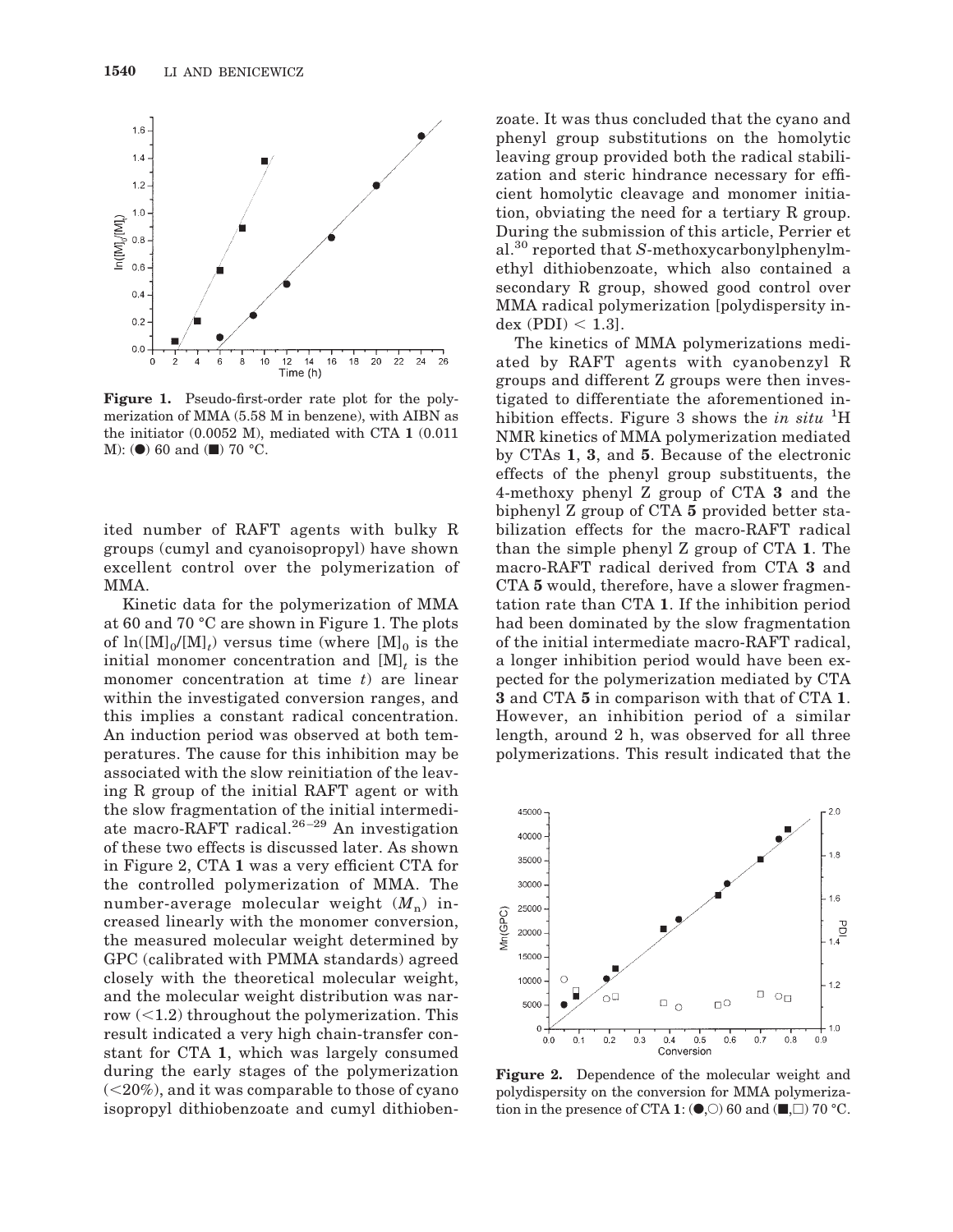Figure 1. Pseudo-first-order rate plot for the polymerization of MMA (5.58 M in benzene), with AIBN as the initiator (0.0052 M), mediated with CTA **1** (0.011 M): (●) 60 and (■) 70 °C.

ited number of RAFT agents with bulky R groups (cumyl and cyanoisopropyl) have shown excellent control over the polymerization of MMA.

Kinetic data for the polymerization of MMA at 60 and 70 °C are shown in Figure 1. The plots of $\ln([M]_0/[M]_t)$ versus time (where $[M]_0$ is the initial monomer concentration and $[M]_t$ is the monomer concentration at time $t$) are linear within the investigated conversion ranges, and this implies a constant radical concentration. An induction period was observed at both temperatures. The cause for this inhibition may be associated with the slow reinitiation of the leaving R group of the initial RAFT agent or with the slow fragmentation of the initial intermediate macro-RAFT radical.[26–29] An investigation of these two effects is discussed later. As shown in Figure 2, CTA **1** was a very efficient CTA for the controlled polymerization of MMA. The number-average molecular weight ($M_n$) increased linearly with the monomer conversion, the measured molecular weight determined by GPC (calibrated with PMMA standards) agreed closely with the theoretical molecular weight, and the molecular weight distribution was narrow (<1.2) throughout the polymerization. This result indicated a very high chain-transfer constant for CTA **1**, which was largely consumed during the early stages of the polymerization (<20%), and it was comparable to those of cyano isopropyl dithiobenzoate and cumyl dithiobenzoate. It was thus concluded that the cyano and phenyl group substitutions on the homolytic leaving group provided both the radical stabilization and steric hindrance necessary for efficient homolytic cleavage and monomer initiation, obviating the need for a tertiary R group. During the submission of this article, Perrier et al.[30] reported that *S*-methoxycarbonylphenylmethyl dithiobenzoate, which also contained a secondary R group, showed good control over MMA radical polymerization [polydispersity index (PDI) < 1.3].

The kinetics of MMA polymerizations mediated by RAFT agents with cyanobenzyl R groups and different Z groups were then investigated to differentiate the aforementioned inhibition effects. Figure 3 shows the *in situ* $^1$H NMR kinetics of MMA polymerization mediated by CTAs **1**, **3**, and **5**. Because of the electronic effects of the phenyl group substituents, the 4-methoxy phenyl Z group of CTA **3** and the biphenyl Z group of CTA **5** provided better stabilization effects for the macro-RAFT radical than the simple phenyl Z group of CTA **1**. The macro-RAFT radical derived from CTA **3** and CTA **5** would, therefore, have a slower fragmentation rate than CTA **1**. If the inhibition period had been dominated by the slow fragmentation of the initial intermediate macro-RAFT radical, a longer inhibition period would have been expected for the polymerization mediated by CTA **3** and CTA **5** in comparison with that of CTA **1**. However, an inhibition period of a similar length, around 2 h, was observed for all three polymerizations. This result indicated that the

Figure 2. Dependence of the molecular weight and polydispersity on the conversion for MMA polymerization in the presence of CTA **1**: (●,○) 60 and (■,□) 70 °C.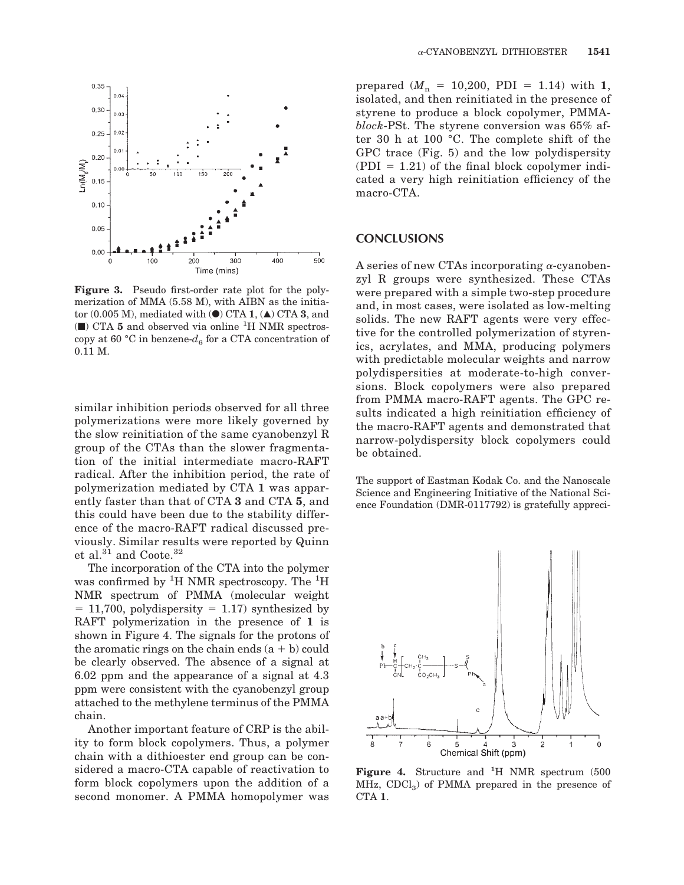Figure 3. Pseudo first-order rate plot for the polymerization of MMA (5.58 M), with AIBN as the initiator (0.005 M), mediated with (●) CTA **1**, (▲) CTA **3**, and (■) CTA **5** and observed via online $^1$H NMR spectroscopy at 60 °C in benzene-$d_6$ for a CTA concentration of 0.11 M.

similar inhibition periods observed for all three polymerizations were more likely governed by the slow reinitiation of the same cyanobenzyl R group of the CTAs than the slower fragmentation of the initial intermediate macro-RAFT radical. After the inhibition period, the rate of polymerization mediated by CTA **1** was apparently faster than that of CTA **3** and CTA **5**, and this could have been due to the stability difference of the macro-RAFT radical discussed previously. Similar results were reported by Quinn et al.[31] and Coote.[32]

The incorporation of the CTA into the polymer was confirmed by $^1$H NMR spectroscopy. The $^1$H NMR spectrum of PMMA (molecular weight = 11,700, polydispersity = 1.17) synthesized by RAFT polymerization in the presence of **1** is shown in Figure 4. The signals for the protons of the aromatic rings on the chain ends (a + b) could be clearly observed. The absence of a signal at 6.02 ppm and the appearance of a signal at 4.3 ppm were consistent with the cyanobenzyl group attached to the methylene terminus of the PMMA chain.

Another important feature of CRP is the ability to form block copolymers. Thus, a polymer chain with a dithioester end group can be considered a macro-CTA capable of reactivation to form block copolymers upon the addition of a second monomer. A PMMA homopolymer was prepared ($M_n$ = 10,200, PDI = 1.14) with **1**, isolated, and then reinitiated in the presence of styrene to produce a block copolymer, PMMA-*block*-PSt. The styrene conversion was 65% after 30 h at 100 °C. The complete shift of the GPC trace (Fig. 5) and the low polydispersity (PDI = 1.21) of the final block copolymer indicated a very high reinitiation efficiency of the macro-CTA.

## CONCLUSIONS

A series of new CTAs incorporating $\alpha$-cyanobenzyl R groups were synthesized. These CTAs were prepared with a simple two-step procedure and, in most cases, were isolated as low-melting solids. The new RAFT agents were very effective for the controlled polymerization of styrenics, acrylates, and MMA, producing polymers with predictable molecular weights and narrow polydispersities at moderate-to-high conversions. Block copolymers were also prepared from PMMA macro-RAFT agents. The GPC results indicated a high reinitiation efficiency of the macro-RAFT agents and demonstrated that narrow-polydispersity block copolymers could be obtained.

The support of Eastman Kodak Co. and the Nanoscale Science and Engineering Initiative of the National Science Foundation (DMR-0117792) is gratefully appreci-

Figure 4. Structure and $^1$H NMR spectrum (500 MHz, $CDCl_3$) of PMMA prepared in the presence of CTA **1**.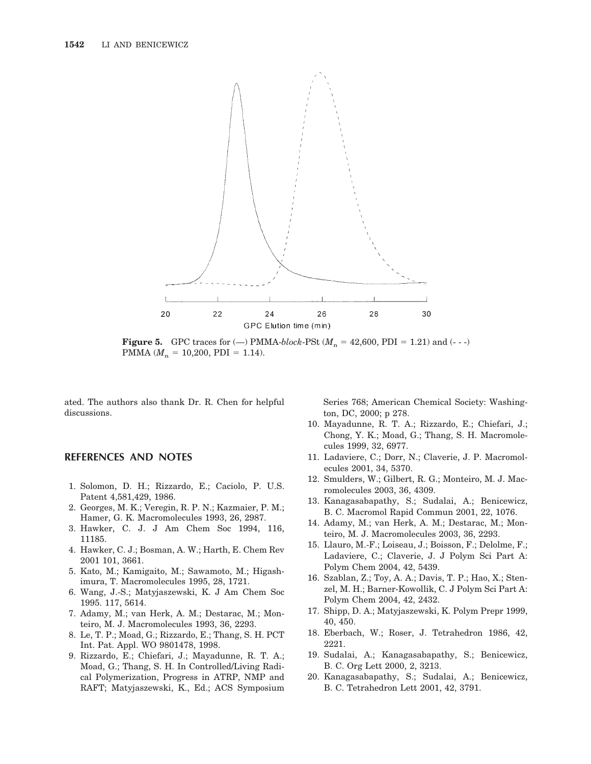**Figure 5.** GPC traces for (—) PMMA-*block*-PSt ($M_n$ = 42,600, PDI = 1.21) and (- - -) PMMA ($M_n$ = 10,200, PDI = 1.14).

ated. The authors also thank Dr. R. Chen for helpful discussions.

## REFERENCES AND NOTES

1. Solomon, D. H.; Rizzardo, E.; Caciolo, P. U.S. Patent 4,581,429, 1986.
2. Georges, M. K.; Veregin, R. P. N.; Kazmaier, P. M.; Hamer, G. K. Macromolecules 1993, 26, 2987.
3. Hawker, C. J. J Am Chem Soc 1994, 116, 11185.
4. Hawker, C. J.; Bosman, A. W.; Harth, E. Chem Rev 2001 101, 3661.
5. Kato, M.; Kamigaito, M.; Sawamoto, M.; Higashimura, T. Macromolecules 1995, 28, 1721.
6. Wang, J.-S.; Matyjaszewski, K. J Am Chem Soc 1995. 117, 5614.
7. Adamy, M.; van Herk, A. M.; Destarac, M.; Monteiro, M. J. Macromolecules 1993, 36, 2293.
8. Le, T. P.; Moad, G.; Rizzardo, E.; Thang, S. H. PCT Int. Pat. Appl. WO 9801478, 1998.
9. Rizzardo, E.; Chiefari, J.; Mayadunne, R. T. A.; Moad, G.; Thang, S. H. In Controlled/Living Radical Polymerization, Progress in ATRP, NMP and RAFT; Matyjaszewski, K., Ed.; ACS Symposium Series 768; American Chemical Society: Washington, DC, 2000; p 278.
10. Mayadunne, R. T. A.; Rizzardo, E.; Chiefari, J.; Chong, Y. K.; Moad, G.; Thang, S. H. Macromolecules 1999, 32, 6977.
11. Ladaviere, C.; Dorr, N.; Claverie, J. P. Macromolecules 2001, 34, 5370.
12. Smulders, W.; Gilbert, R. G.; Monteiro, M. J. Macromolecules 2003, 36, 4309.
13. Kanagasabapathy, S.; Sudalai, A.; Benicewicz, B. C. Macromol Rapid Commun 2001, 22, 1076.
14. Adamy, M.; van Herk, A. M.; Destarac, M.; Monteiro, M. J. Macromolecules 2003, 36, 2293.
15. Llauro, M.-F.; Loiseau, J.; Boisson, F.; Delolme, F.; Ladaviere, C.; Claverie, J. J Polym Sci Part A: Polym Chem 2004, 42, 5439.
16. Szablan, Z.; Toy, A. A.; Davis, T. P.; Hao, X.; Stenzel, M. H.; Barner-Kowollik, C. J Polym Sci Part A: Polym Chem 2004, 42, 2432.
17. Shipp, D. A.; Matyjaszewski, K. Polym Prepr 1999, 40, 450.
18. Eberbach, W.; Roser, J. Tetrahedron 1986, 42, 2221.
19. Sudalai, A.; Kanagasabapathy, S.; Benicewicz, B. C. Org Lett 2000, 2, 3213.
20. Kanagasabapathy, S.; Sudalai, A.; Benicewicz, B. C. Tetrahedron Lett 2001, 42, 3791.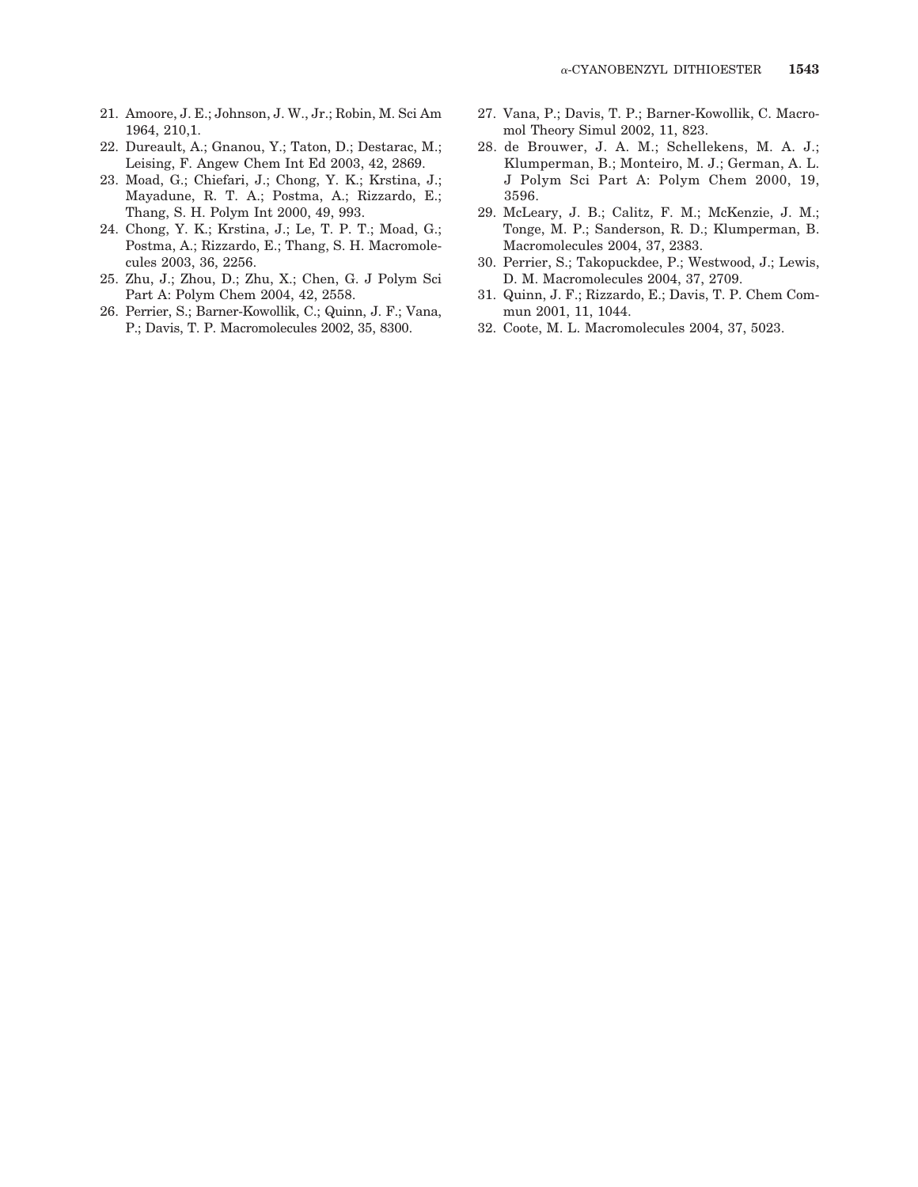21. Amoore, J. E.; Johnson, J. W., Jr.; Robin, M. Sci Am 1964, 210,1.
22. Dureault, A.; Gnanou, Y.; Taton, D.; Destarac, M.; Leising, F. Angew Chem Int Ed 2003, 42, 2869.
23. Moad, G.; Chiefari, J.; Chong, Y. K.; Krstina, J.; Mayadune, R. T. A.; Postma, A.; Rizzardo, E.; Thang, S. H. Polym Int 2000, 49, 993.
24. Chong, Y. K.; Krstina, J.; Le, T. P. T.; Moad, G.; Postma, A.; Rizzardo, E.; Thang, S. H. Macromolecules 2003, 36, 2256.
25. Zhu, J.; Zhou, D.; Zhu, X.; Chen, G. J Polym Sci Part A: Polym Chem 2004, 42, 2558.
26. Perrier, S.; Barner-Kowollik, C.; Quinn, J. F.; Vana, P.; Davis, T. P. Macromolecules 2002, 35, 8300.
27. Vana, P.; Davis, T. P.; Barner-Kowollik, C. Macromol Theory Simul 2002, 11, 823.
28. de Brouwer, J. A. M.; Schellekens, M. A. J.; Klumperman, B.; Monteiro, M. J.; German, A. L. J Polym Sci Part A: Polym Chem 2000, 19, 3596.
29. McLeary, J. B.; Calitz, F. M.; McKenzie, J. M.; Tonge, M. P.; Sanderson, R. D.; Klumperman, B. Macromolecules 2004, 37, 2383.
30. Perrier, S.; Takopuckdee, P.; Westwood, J.; Lewis, D. M. Macromolecules 2004, 37, 2709.
31. Quinn, J. F.; Rizzardo, E.; Davis, T. P. Chem Commun 2001, 11, 1044.
32. Coote, M. L. Macromolecules 2004, 37, 5023.